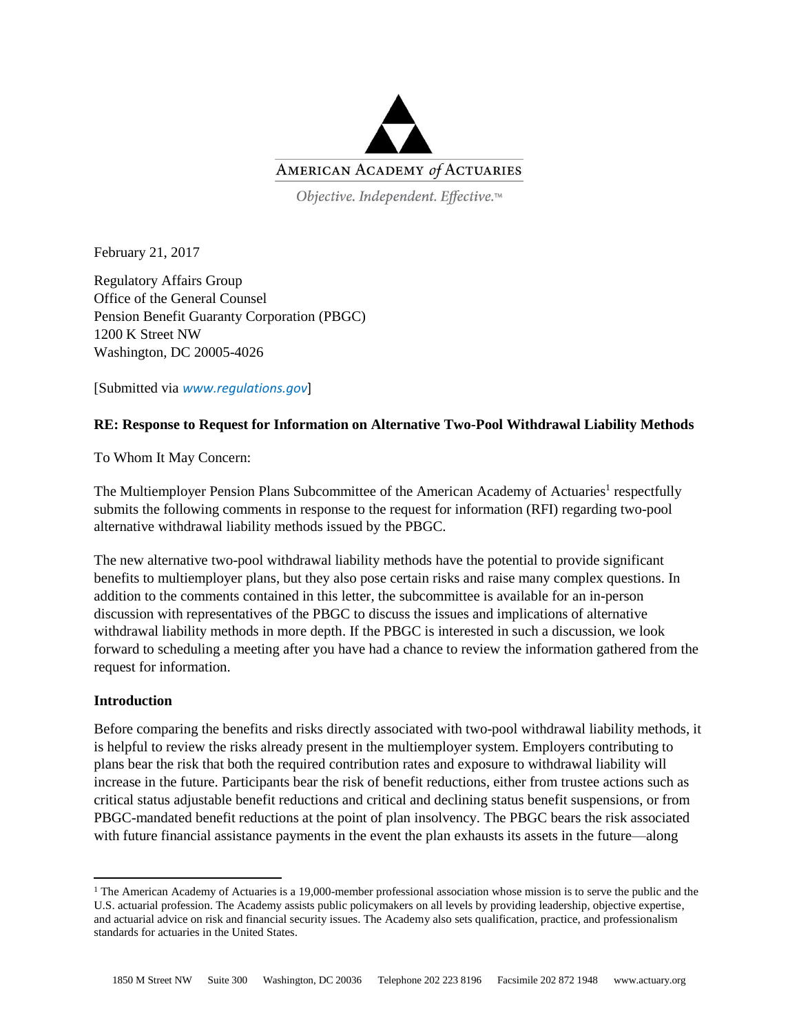AMERICAN ACADEMY *of* ACTUARIES

*Objective. Independent. Effective.™*

February 21, 2017

Regulatory Affairs Group
Office of the General Counsel
Pension Benefit Guaranty Corporation (PBGC)
1200 K Street NW
Washington, DC 20005-4026

[Submitted via *www.regulations.gov*]

**RE: Response to Request for Information on Alternative Two-Pool Withdrawal Liability Methods**

To Whom It May Concern:

The Multiemployer Pension Plans Subcommittee of the American Academy of Actuaries[1] respectfully submits the following comments in response to the request for information (RFI) regarding two-pool alternative withdrawal liability methods issued by the PBGC.

The new alternative two-pool withdrawal liability methods have the potential to provide significant benefits to multiemployer plans, but they also pose certain risks and raise many complex questions. In addition to the comments contained in this letter, the subcommittee is available for an in-person discussion with representatives of the PBGC to discuss the issues and implications of alternative withdrawal liability methods in more depth. If the PBGC is interested in such a discussion, we look forward to scheduling a meeting after you have had a chance to review the information gathered from the request for information.

**Introduction**

Before comparing the benefits and risks directly associated with two-pool withdrawal liability methods, it is helpful to review the risks already present in the multiemployer system. Employers contributing to plans bear the risk that both the required contribution rates and exposure to withdrawal liability will increase in the future. Participants bear the risk of benefit reductions, either from trustee actions such as critical status adjustable benefit reductions and critical and declining status benefit suspensions, or from PBGC-mandated benefit reductions at the point of plan insolvency. The PBGC bears the risk associated with future financial assistance payments in the event the plan exhausts its assets in the future—along

[1] The American Academy of Actuaries is a 19,000-member professional association whose mission is to serve the public and the U.S. actuarial profession. The Academy assists public policymakers on all levels by providing leadership, objective expertise, and actuarial advice on risk and financial security issues. The Academy also sets qualification, practice, and professionalism standards for actuaries in the United States.

1850 M Street NW Suite 300 Washington, DC 20036 Telephone 202 223 8196 Facsimile 202 872 1948 www.actuary.org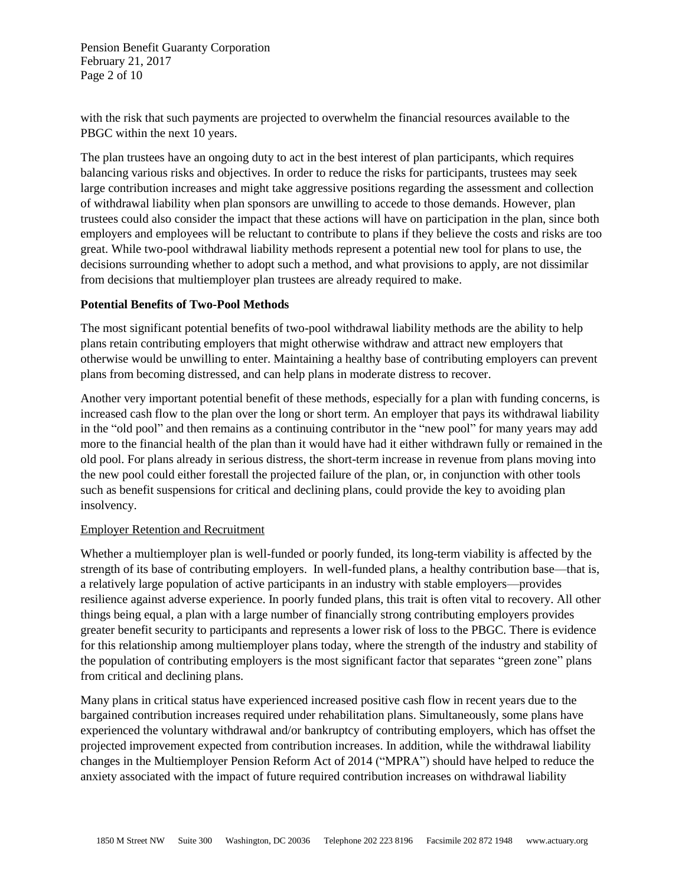with the risk that such payments are projected to overwhelm the financial resources available to the PBGC within the next 10 years.

The plan trustees have an ongoing duty to act in the best interest of plan participants, which requires balancing various risks and objectives. In order to reduce the risks for participants, trustees may seek large contribution increases and might take aggressive positions regarding the assessment and collection of withdrawal liability when plan sponsors are unwilling to accede to those demands. However, plan trustees could also consider the impact that these actions will have on participation in the plan, since both employers and employees will be reluctant to contribute to plans if they believe the costs and risks are too great. While two-pool withdrawal liability methods represent a potential new tool for plans to use, the decisions surrounding whether to adopt such a method, and what provisions to apply, are not dissimilar from decisions that multiemployer plan trustees are already required to make.

**Potential Benefits of Two-Pool Methods**

The most significant potential benefits of two-pool withdrawal liability methods are the ability to help plans retain contributing employers that might otherwise withdraw and attract new employers that otherwise would be unwilling to enter. Maintaining a healthy base of contributing employers can prevent plans from becoming distressed, and can help plans in moderate distress to recover.

Another very important potential benefit of these methods, especially for a plan with funding concerns, is increased cash flow to the plan over the long or short term. An employer that pays its withdrawal liability in the "old pool" and then remains as a continuing contributor in the "new pool" for many years may add more to the financial health of the plan than it would have had it either withdrawn fully or remained in the old pool. For plans already in serious distress, the short-term increase in revenue from plans moving into the new pool could either forestall the projected failure of the plan, or, in conjunction with other tools such as benefit suspensions for critical and declining plans, could provide the key to avoiding plan insolvency.

Employer Retention and Recruitment

Whether a multiemployer plan is well-funded or poorly funded, its long-term viability is affected by the strength of its base of contributing employers. In well-funded plans, a healthy contribution base—that is, a relatively large population of active participants in an industry with stable employers—provides resilience against adverse experience. In poorly funded plans, this trait is often vital to recovery. All other things being equal, a plan with a large number of financially strong contributing employers provides greater benefit security to participants and represents a lower risk of loss to the PBGC. There is evidence for this relationship among multiemployer plans today, where the strength of the industry and stability of the population of contributing employers is the most significant factor that separates "green zone" plans from critical and declining plans.

Many plans in critical status have experienced increased positive cash flow in recent years due to the bargained contribution increases required under rehabilitation plans. Simultaneously, some plans have experienced the voluntary withdrawal and/or bankruptcy of contributing employers, which has offset the projected improvement expected from contribution increases. In addition, while the withdrawal liability changes in the Multiemployer Pension Reform Act of 2014 ("MPRA") should have helped to reduce the anxiety associated with the impact of future required contribution increases on withdrawal liability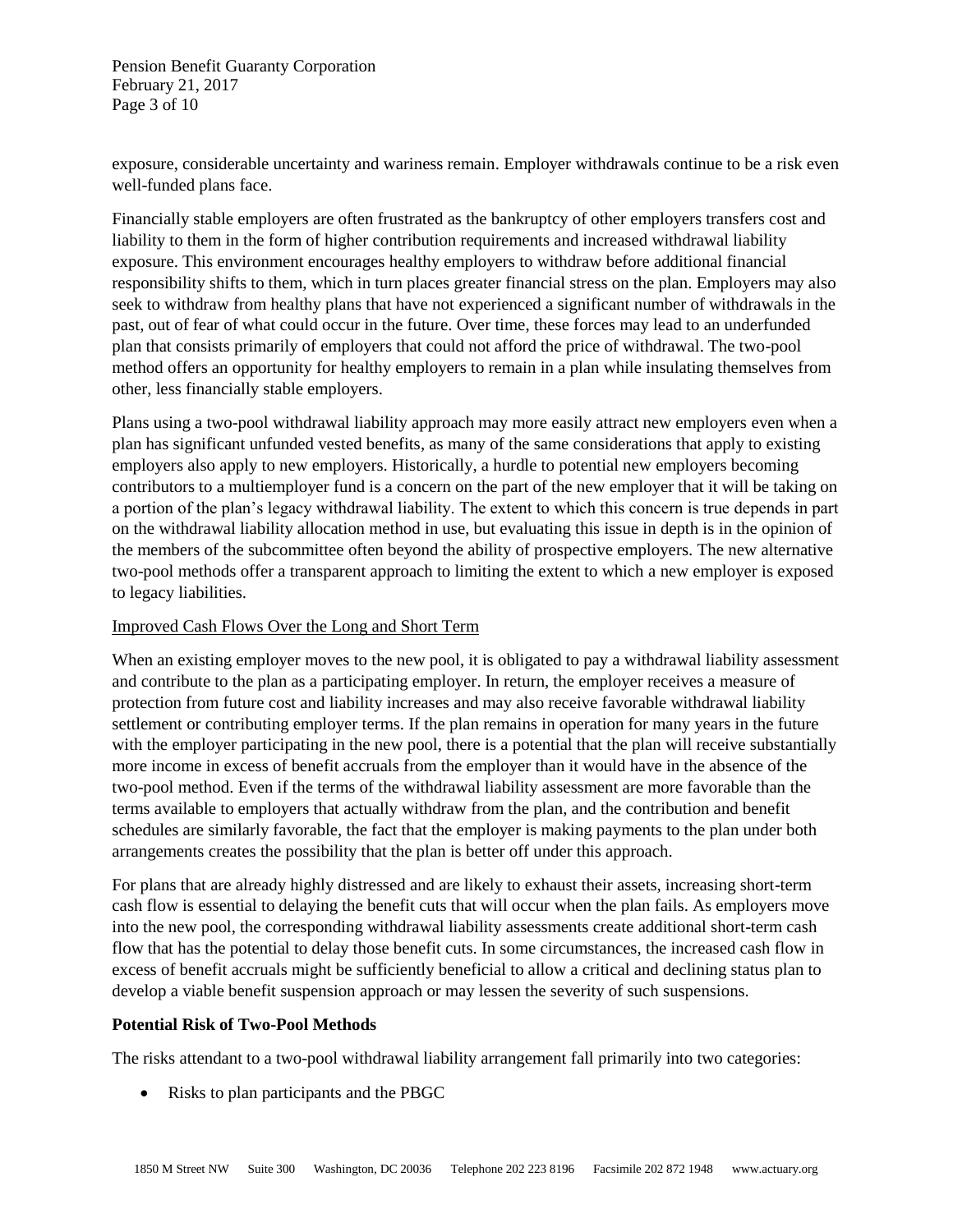exposure, considerable uncertainty and wariness remain. Employer withdrawals continue to be a risk even well-funded plans face.

Financially stable employers are often frustrated as the bankruptcy of other employers transfers cost and liability to them in the form of higher contribution requirements and increased withdrawal liability exposure. This environment encourages healthy employers to withdraw before additional financial responsibility shifts to them, which in turn places greater financial stress on the plan. Employers may also seek to withdraw from healthy plans that have not experienced a significant number of withdrawals in the past, out of fear of what could occur in the future. Over time, these forces may lead to an underfunded plan that consists primarily of employers that could not afford the price of withdrawal. The two-pool method offers an opportunity for healthy employers to remain in a plan while insulating themselves from other, less financially stable employers.

Plans using a two-pool withdrawal liability approach may more easily attract new employers even when a plan has significant unfunded vested benefits, as many of the same considerations that apply to existing employers also apply to new employers. Historically, a hurdle to potential new employers becoming contributors to a multiemployer fund is a concern on the part of the new employer that it will be taking on a portion of the plan's legacy withdrawal liability. The extent to which this concern is true depends in part on the withdrawal liability allocation method in use, but evaluating this issue in depth is in the opinion of the members of the subcommittee often beyond the ability of prospective employers. The new alternative two-pool methods offer a transparent approach to limiting the extent to which a new employer is exposed to legacy liabilities.

Improved Cash Flows Over the Long and Short Term

When an existing employer moves to the new pool, it is obligated to pay a withdrawal liability assessment and contribute to the plan as a participating employer. In return, the employer receives a measure of protection from future cost and liability increases and may also receive favorable withdrawal liability settlement or contributing employer terms. If the plan remains in operation for many years in the future with the employer participating in the new pool, there is a potential that the plan will receive substantially more income in excess of benefit accruals from the employer than it would have in the absence of the two-pool method. Even if the terms of the withdrawal liability assessment are more favorable than the terms available to employers that actually withdraw from the plan, and the contribution and benefit schedules are similarly favorable, the fact that the employer is making payments to the plan under both arrangements creates the possibility that the plan is better off under this approach.

For plans that are already highly distressed and are likely to exhaust their assets, increasing short-term cash flow is essential to delaying the benefit cuts that will occur when the plan fails. As employers move into the new pool, the corresponding withdrawal liability assessments create additional short-term cash flow that has the potential to delay those benefit cuts. In some circumstances, the increased cash flow in excess of benefit accruals might be sufficiently beneficial to allow a critical and declining status plan to develop a viable benefit suspension approach or may lessen the severity of such suspensions.

**Potential Risk of Two-Pool Methods**

The risks attendant to a two-pool withdrawal liability arrangement fall primarily into two categories:

- Risks to plan participants and the PBGC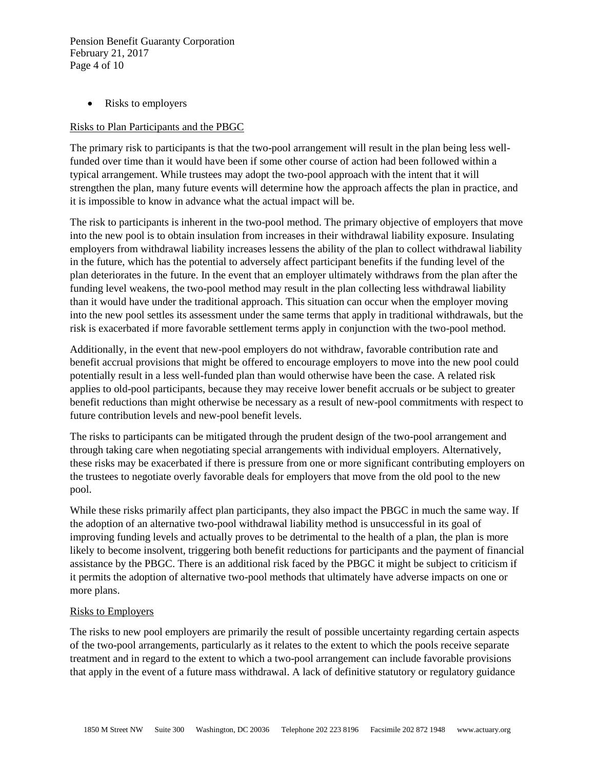- Risks to employers

Risks to Plan Participants and the PBGC

The primary risk to participants is that the two-pool arrangement will result in the plan being less well-funded over time than it would have been if some other course of action had been followed within a typical arrangement. While trustees may adopt the two-pool approach with the intent that it will strengthen the plan, many future events will determine how the approach affects the plan in practice, and it is impossible to know in advance what the actual impact will be.

The risk to participants is inherent in the two-pool method. The primary objective of employers that move into the new pool is to obtain insulation from increases in their withdrawal liability exposure. Insulating employers from withdrawal liability increases lessens the ability of the plan to collect withdrawal liability in the future, which has the potential to adversely affect participant benefits if the funding level of the plan deteriorates in the future. In the event that an employer ultimately withdraws from the plan after the funding level weakens, the two-pool method may result in the plan collecting less withdrawal liability than it would have under the traditional approach. This situation can occur when the employer moving into the new pool settles its assessment under the same terms that apply in traditional withdrawals, but the risk is exacerbated if more favorable settlement terms apply in conjunction with the two-pool method.

Additionally, in the event that new-pool employers do not withdraw, favorable contribution rate and benefit accrual provisions that might be offered to encourage employers to move into the new pool could potentially result in a less well-funded plan than would otherwise have been the case. A related risk applies to old-pool participants, because they may receive lower benefit accruals or be subject to greater benefit reductions than might otherwise be necessary as a result of new-pool commitments with respect to future contribution levels and new-pool benefit levels.

The risks to participants can be mitigated through the prudent design of the two-pool arrangement and through taking care when negotiating special arrangements with individual employers. Alternatively, these risks may be exacerbated if there is pressure from one or more significant contributing employers on the trustees to negotiate overly favorable deals for employers that move from the old pool to the new pool.

While these risks primarily affect plan participants, they also impact the PBGC in much the same way. If the adoption of an alternative two-pool withdrawal liability method is unsuccessful in its goal of improving funding levels and actually proves to be detrimental to the health of a plan, the plan is more likely to become insolvent, triggering both benefit reductions for participants and the payment of financial assistance by the PBGC. There is an additional risk faced by the PBGC it might be subject to criticism if it permits the adoption of alternative two-pool methods that ultimately have adverse impacts on one or more plans.

Risks to Employers

The risks to new pool employers are primarily the result of possible uncertainty regarding certain aspects of the two-pool arrangements, particularly as it relates to the extent to which the pools receive separate treatment and in regard to the extent to which a two-pool arrangement can include favorable provisions that apply in the event of a future mass withdrawal. A lack of definitive statutory or regulatory guidance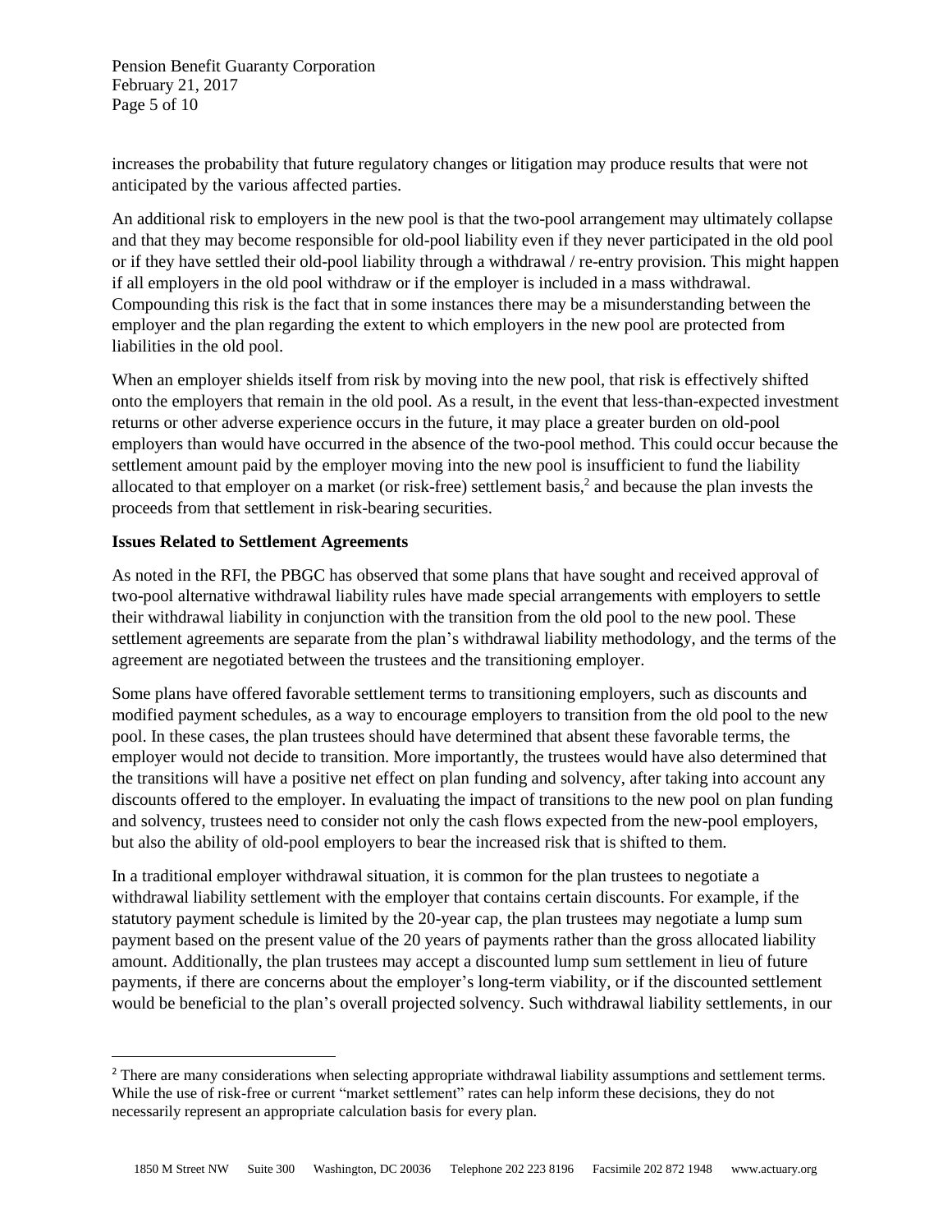increases the probability that future regulatory changes or litigation may produce results that were not anticipated by the various affected parties.

An additional risk to employers in the new pool is that the two-pool arrangement may ultimately collapse and that they may become responsible for old-pool liability even if they never participated in the old pool or if they have settled their old-pool liability through a withdrawal / re-entry provision. This might happen if all employers in the old pool withdraw or if the employer is included in a mass withdrawal. Compounding this risk is the fact that in some instances there may be a misunderstanding between the employer and the plan regarding the extent to which employers in the new pool are protected from liabilities in the old pool.

When an employer shields itself from risk by moving into the new pool, that risk is effectively shifted onto the employers that remain in the old pool. As a result, in the event that less-than-expected investment returns or other adverse experience occurs in the future, it may place a greater burden on old-pool employers than would have occurred in the absence of the two-pool method. This could occur because the settlement amount paid by the employer moving into the new pool is insufficient to fund the liability allocated to that employer on a market (or risk-free) settlement basis,[2] and because the plan invests the proceeds from that settlement in risk-bearing securities.

**Issues Related to Settlement Agreements**

As noted in the RFI, the PBGC has observed that some plans that have sought and received approval of two-pool alternative withdrawal liability rules have made special arrangements with employers to settle their withdrawal liability in conjunction with the transition from the old pool to the new pool. These settlement agreements are separate from the plan's withdrawal liability methodology, and the terms of the agreement are negotiated between the trustees and the transitioning employer.

Some plans have offered favorable settlement terms to transitioning employers, such as discounts and modified payment schedules, as a way to encourage employers to transition from the old pool to the new pool. In these cases, the plan trustees should have determined that absent these favorable terms, the employer would not decide to transition. More importantly, the trustees would have also determined that the transitions will have a positive net effect on plan funding and solvency, after taking into account any discounts offered to the employer. In evaluating the impact of transitions to the new pool on plan funding and solvency, trustees need to consider not only the cash flows expected from the new-pool employers, but also the ability of old-pool employers to bear the increased risk that is shifted to them.

In a traditional employer withdrawal situation, it is common for the plan trustees to negotiate a withdrawal liability settlement with the employer that contains certain discounts. For example, if the statutory payment schedule is limited by the 20-year cap, the plan trustees may negotiate a lump sum payment based on the present value of the 20 years of payments rather than the gross allocated liability amount. Additionally, the plan trustees may accept a discounted lump sum settlement in lieu of future payments, if there are concerns about the employer's long-term viability, or if the discounted settlement would be beneficial to the plan's overall projected solvency. Such withdrawal liability settlements, in our

[2] There are many considerations when selecting appropriate withdrawal liability assumptions and settlement terms. While the use of risk-free or current "market settlement" rates can help inform these decisions, they do not necessarily represent an appropriate calculation basis for every plan.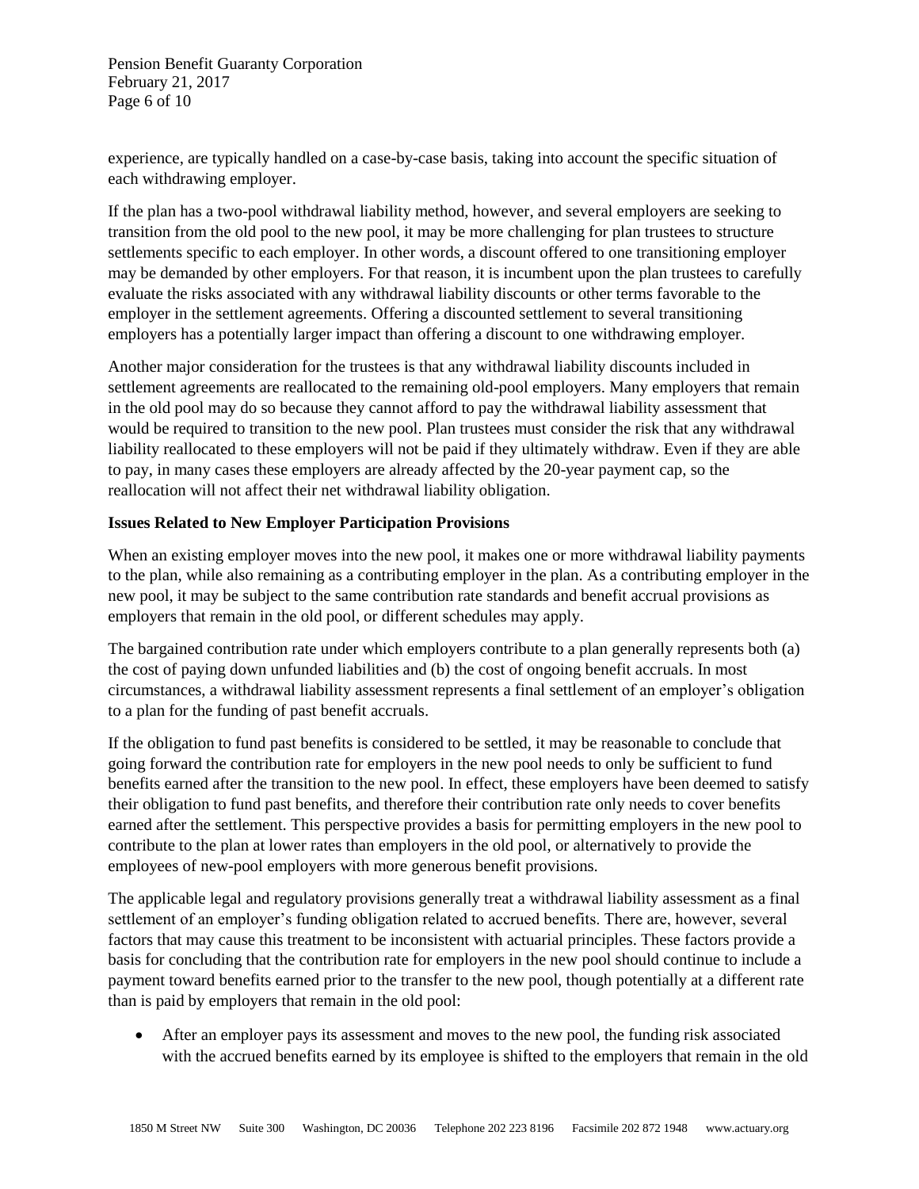experience, are typically handled on a case-by-case basis, taking into account the specific situation of each withdrawing employer.

If the plan has a two-pool withdrawal liability method, however, and several employers are seeking to transition from the old pool to the new pool, it may be more challenging for plan trustees to structure settlements specific to each employer. In other words, a discount offered to one transitioning employer may be demanded by other employers. For that reason, it is incumbent upon the plan trustees to carefully evaluate the risks associated with any withdrawal liability discounts or other terms favorable to the employer in the settlement agreements. Offering a discounted settlement to several transitioning employers has a potentially larger impact than offering a discount to one withdrawing employer.

Another major consideration for the trustees is that any withdrawal liability discounts included in settlement agreements are reallocated to the remaining old-pool employers. Many employers that remain in the old pool may do so because they cannot afford to pay the withdrawal liability assessment that would be required to transition to the new pool. Plan trustees must consider the risk that any withdrawal liability reallocated to these employers will not be paid if they ultimately withdraw. Even if they are able to pay, in many cases these employers are already affected by the 20-year payment cap, so the reallocation will not affect their net withdrawal liability obligation.

**Issues Related to New Employer Participation Provisions**

When an existing employer moves into the new pool, it makes one or more withdrawal liability payments to the plan, while also remaining as a contributing employer in the plan. As a contributing employer in the new pool, it may be subject to the same contribution rate standards and benefit accrual provisions as employers that remain in the old pool, or different schedules may apply.

The bargained contribution rate under which employers contribute to a plan generally represents both (a) the cost of paying down unfunded liabilities and (b) the cost of ongoing benefit accruals. In most circumstances, a withdrawal liability assessment represents a final settlement of an employer's obligation to a plan for the funding of past benefit accruals.

If the obligation to fund past benefits is considered to be settled, it may be reasonable to conclude that going forward the contribution rate for employers in the new pool needs to only be sufficient to fund benefits earned after the transition to the new pool. In effect, these employers have been deemed to satisfy their obligation to fund past benefits, and therefore their contribution rate only needs to cover benefits earned after the settlement. This perspective provides a basis for permitting employers in the new pool to contribute to the plan at lower rates than employers in the old pool, or alternatively to provide the employees of new-pool employers with more generous benefit provisions.

The applicable legal and regulatory provisions generally treat a withdrawal liability assessment as a final settlement of an employer's funding obligation related to accrued benefits. There are, however, several factors that may cause this treatment to be inconsistent with actuarial principles. These factors provide a basis for concluding that the contribution rate for employers in the new pool should continue to include a payment toward benefits earned prior to the transfer to the new pool, though potentially at a different rate than is paid by employers that remain in the old pool:

- After an employer pays its assessment and moves to the new pool, the funding risk associated with the accrued benefits earned by its employee is shifted to the employers that remain in the old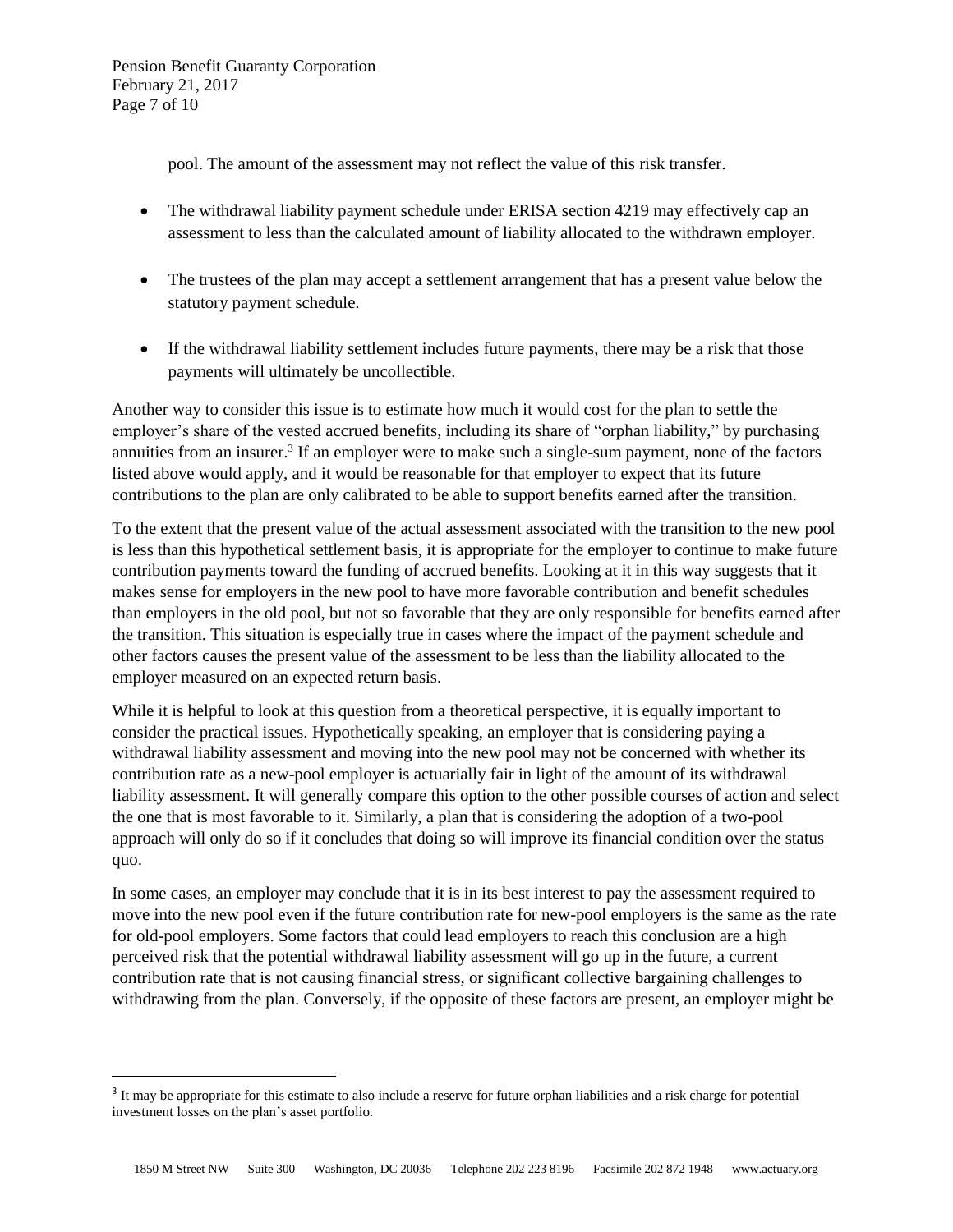pool. The amount of the assessment may not reflect the value of this risk transfer.

- The withdrawal liability payment schedule under ERISA section 4219 may effectively cap an assessment to less than the calculated amount of liability allocated to the withdrawn employer.
- The trustees of the plan may accept a settlement arrangement that has a present value below the statutory payment schedule.
- If the withdrawal liability settlement includes future payments, there may be a risk that those payments will ultimately be uncollectible.

Another way to consider this issue is to estimate how much it would cost for the plan to settle the employer's share of the vested accrued benefits, including its share of "orphan liability," by purchasing annuities from an insurer.[3] If an employer were to make such a single-sum payment, none of the factors listed above would apply, and it would be reasonable for that employer to expect that its future contributions to the plan are only calibrated to be able to support benefits earned after the transition.

To the extent that the present value of the actual assessment associated with the transition to the new pool is less than this hypothetical settlement basis, it is appropriate for the employer to continue to make future contribution payments toward the funding of accrued benefits. Looking at it in this way suggests that it makes sense for employers in the new pool to have more favorable contribution and benefit schedules than employers in the old pool, but not so favorable that they are only responsible for benefits earned after the transition. This situation is especially true in cases where the impact of the payment schedule and other factors causes the present value of the assessment to be less than the liability allocated to the employer measured on an expected return basis.

While it is helpful to look at this question from a theoretical perspective, it is equally important to consider the practical issues. Hypothetically speaking, an employer that is considering paying a withdrawal liability assessment and moving into the new pool may not be concerned with whether its contribution rate as a new-pool employer is actuarially fair in light of the amount of its withdrawal liability assessment. It will generally compare this option to the other possible courses of action and select the one that is most favorable to it. Similarly, a plan that is considering the adoption of a two-pool approach will only do so if it concludes that doing so will improve its financial condition over the status quo.

In some cases, an employer may conclude that it is in its best interest to pay the assessment required to move into the new pool even if the future contribution rate for new-pool employers is the same as the rate for old-pool employers. Some factors that could lead employers to reach this conclusion are a high perceived risk that the potential withdrawal liability assessment will go up in the future, a current contribution rate that is not causing financial stress, or significant collective bargaining challenges to withdrawing from the plan. Conversely, if the opposite of these factors are present, an employer might be

[3] It may be appropriate for this estimate to also include a reserve for future orphan liabilities and a risk charge for potential investment losses on the plan's asset portfolio.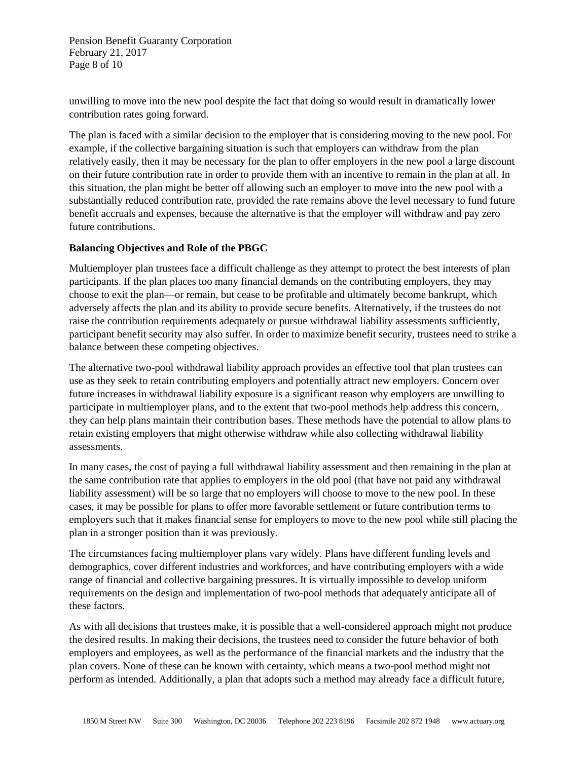unwilling to move into the new pool despite the fact that doing so would result in dramatically lower contribution rates going forward.

The plan is faced with a similar decision to the employer that is considering moving to the new pool. For example, if the collective bargaining situation is such that employers can withdraw from the plan relatively easily, then it may be necessary for the plan to offer employers in the new pool a large discount on their future contribution rate in order to provide them with an incentive to remain in the plan at all. In this situation, the plan might be better off allowing such an employer to move into the new pool with a substantially reduced contribution rate, provided the rate remains above the level necessary to fund future benefit accruals and expenses, because the alternative is that the employer will withdraw and pay zero future contributions.

**Balancing Objectives and Role of the PBGC**

Multiemployer plan trustees face a difficult challenge as they attempt to protect the best interests of plan participants. If the plan places too many financial demands on the contributing employers, they may choose to exit the plan—or remain, but cease to be profitable and ultimately become bankrupt, which adversely affects the plan and its ability to provide secure benefits. Alternatively, if the trustees do not raise the contribution requirements adequately or pursue withdrawal liability assessments sufficiently, participant benefit security may also suffer. In order to maximize benefit security, trustees need to strike a balance between these competing objectives.

The alternative two-pool withdrawal liability approach provides an effective tool that plan trustees can use as they seek to retain contributing employers and potentially attract new employers. Concern over future increases in withdrawal liability exposure is a significant reason why employers are unwilling to participate in multiemployer plans, and to the extent that two-pool methods help address this concern, they can help plans maintain their contribution bases. These methods have the potential to allow plans to retain existing employers that might otherwise withdraw while also collecting withdrawal liability assessments.

In many cases, the cost of paying a full withdrawal liability assessment and then remaining in the plan at the same contribution rate that applies to employers in the old pool (that have not paid any withdrawal liability assessment) will be so large that no employers will choose to move to the new pool. In these cases, it may be possible for plans to offer more favorable settlement or future contribution terms to employers such that it makes financial sense for employers to move to the new pool while still placing the plan in a stronger position than it was previously.

The circumstances facing multiemployer plans vary widely. Plans have different funding levels and demographics, cover different industries and workforces, and have contributing employers with a wide range of financial and collective bargaining pressures. It is virtually impossible to develop uniform requirements on the design and implementation of two-pool methods that adequately anticipate all of these factors.

As with all decisions that trustees make, it is possible that a well-considered approach might not produce the desired results. In making their decisions, the trustees need to consider the future behavior of both employers and employees, as well as the performance of the financial markets and the industry that the plan covers. None of these can be known with certainty, which means a two-pool method might not perform as intended. Additionally, a plan that adopts such a method may already face a difficult future,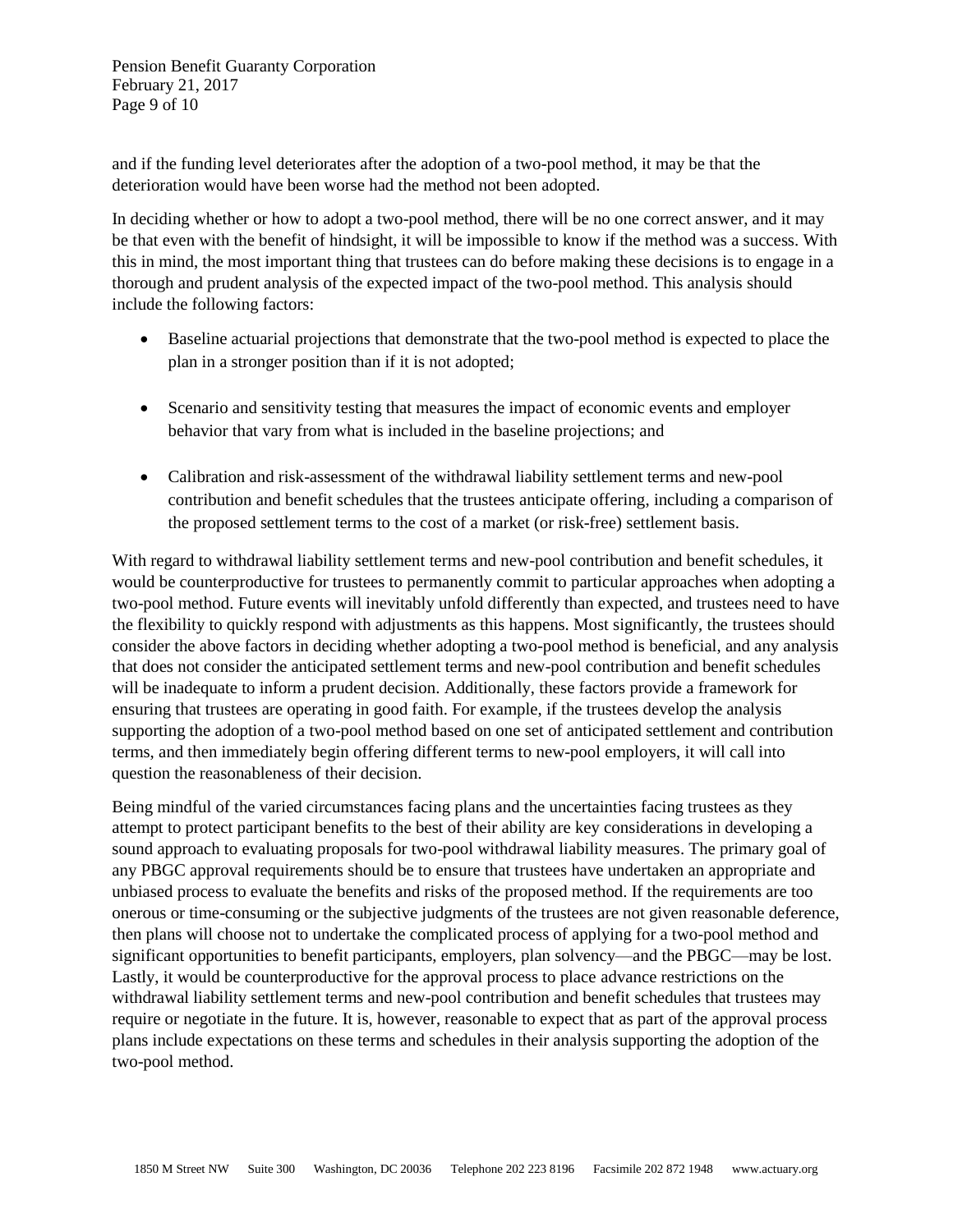and if the funding level deteriorates after the adoption of a two-pool method, it may be that the deterioration would have been worse had the method not been adopted.

In deciding whether or how to adopt a two-pool method, there will be no one correct answer, and it may be that even with the benefit of hindsight, it will be impossible to know if the method was a success. With this in mind, the most important thing that trustees can do before making these decisions is to engage in a thorough and prudent analysis of the expected impact of the two-pool method. This analysis should include the following factors:

- Baseline actuarial projections that demonstrate that the two-pool method is expected to place the plan in a stronger position than if it is not adopted;
- Scenario and sensitivity testing that measures the impact of economic events and employer behavior that vary from what is included in the baseline projections; and
- Calibration and risk-assessment of the withdrawal liability settlement terms and new-pool contribution and benefit schedules that the trustees anticipate offering, including a comparison of the proposed settlement terms to the cost of a market (or risk-free) settlement basis.

With regard to withdrawal liability settlement terms and new-pool contribution and benefit schedules, it would be counterproductive for trustees to permanently commit to particular approaches when adopting a two-pool method. Future events will inevitably unfold differently than expected, and trustees need to have the flexibility to quickly respond with adjustments as this happens. Most significantly, the trustees should consider the above factors in deciding whether adopting a two-pool method is beneficial, and any analysis that does not consider the anticipated settlement terms and new-pool contribution and benefit schedules will be inadequate to inform a prudent decision. Additionally, these factors provide a framework for ensuring that trustees are operating in good faith. For example, if the trustees develop the analysis supporting the adoption of a two-pool method based on one set of anticipated settlement and contribution terms, and then immediately begin offering different terms to new-pool employers, it will call into question the reasonableness of their decision.

Being mindful of the varied circumstances facing plans and the uncertainties facing trustees as they attempt to protect participant benefits to the best of their ability are key considerations in developing a sound approach to evaluating proposals for two-pool withdrawal liability measures. The primary goal of any PBGC approval requirements should be to ensure that trustees have undertaken an appropriate and unbiased process to evaluate the benefits and risks of the proposed method. If the requirements are too onerous or time-consuming or the subjective judgments of the trustees are not given reasonable deference, then plans will choose not to undertake the complicated process of applying for a two-pool method and significant opportunities to benefit participants, employers, plan solvency—and the PBGC—may be lost. Lastly, it would be counterproductive for the approval process to place advance restrictions on the withdrawal liability settlement terms and new-pool contribution and benefit schedules that trustees may require or negotiate in the future. It is, however, reasonable to expect that as part of the approval process plans include expectations on these terms and schedules in their analysis supporting the adoption of the two-pool method.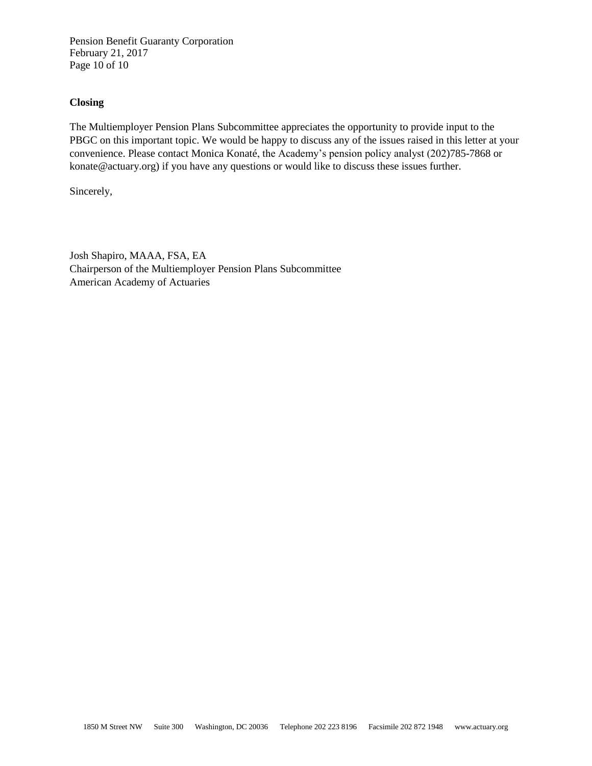**Closing**

The Multiemployer Pension Plans Subcommittee appreciates the opportunity to provide input to the PBGC on this important topic. We would be happy to discuss any of the issues raised in this letter at your convenience. Please contact Monica Konaté, the Academy's pension policy analyst (202)785-7868 or konate@actuary.org) if you have any questions or would like to discuss these issues further.

Sincerely,

Josh Shapiro, MAAA, FSA, EA
Chairperson of the Multiemployer Pension Plans Subcommittee
American Academy of Actuaries